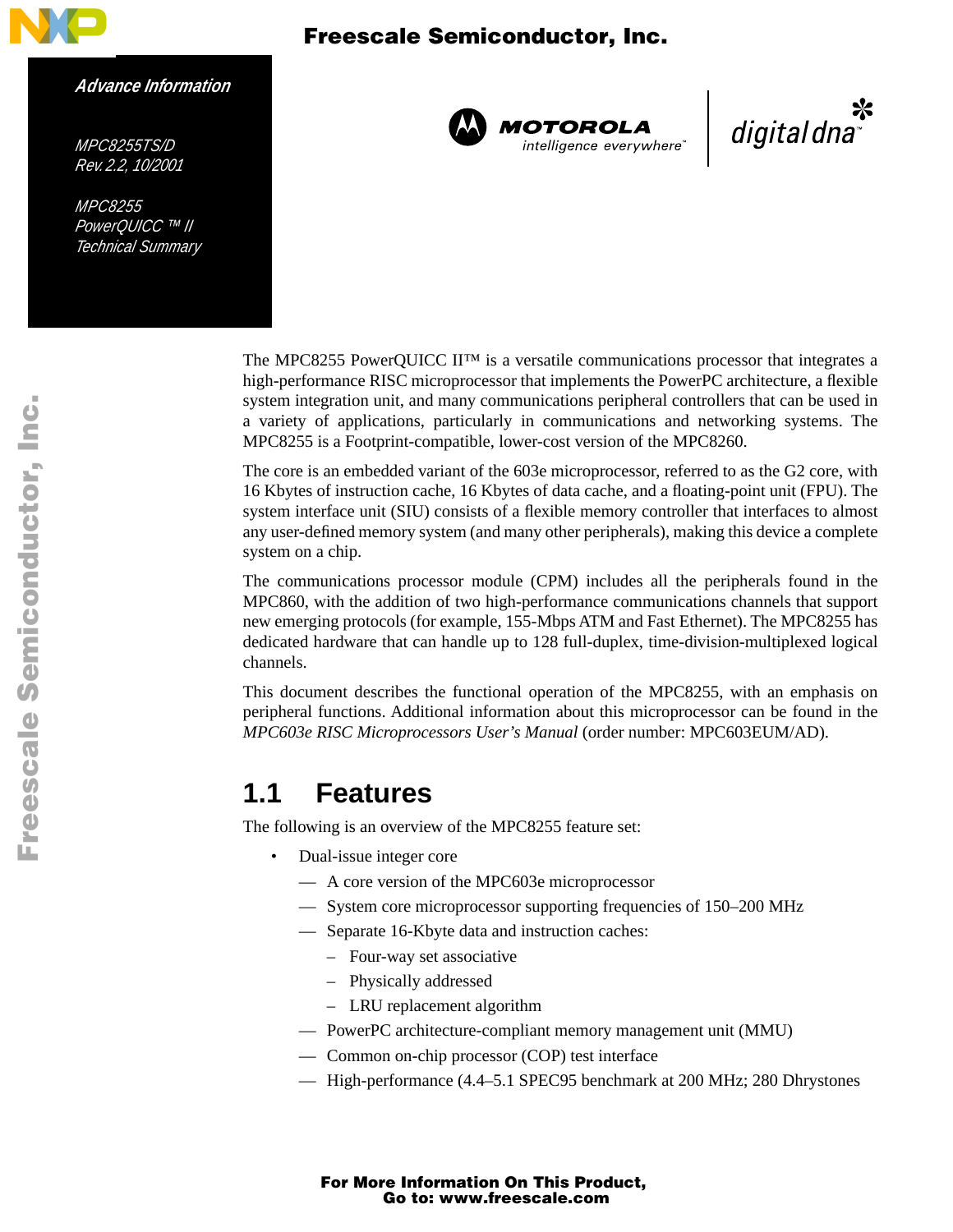Freescale Semiconductor, Inc.

*Advance Information*

*MPC8255TS/D*
*Rev. 2.2, 10/2001*

*MPC8255*
*PowerQUICC ™ II*
*Technical Summary*

The MPC8255 PowerQUICC II™ is a versatile communications processor that integrates a high-performance RISC microprocessor that implements the PowerPC architecture, a flexible system integration unit, and many communications peripheral controllers that can be used in a variety of applications, particularly in communications and networking systems. The MPC8255 is a Footprint-compatible, lower-cost version of the MPC8260.

The core is an embedded variant of the 603e microprocessor, referred to as the G2 core, with 16 Kbytes of instruction cache, 16 Kbytes of data cache, and a floating-point unit (FPU). The system interface unit (SIU) consists of a flexible memory controller that interfaces to almost any user-defined memory system (and many other peripherals), making this device a complete system on a chip.

The communications processor module (CPM) includes all the peripherals found in the MPC860, with the addition of two high-performance communications channels that support new emerging protocols (for example, 155-Mbps ATM and Fast Ethernet). The MPC8255 has dedicated hardware that can handle up to 128 full-duplex, time-division-multiplexed logical channels.

This document describes the functional operation of the MPC8255, with an emphasis on peripheral functions. Additional information about this microprocessor can be found in the *MPC603e RISC Microprocessors User's Manual* (order number: MPC603EUM/AD).

## 1.1 Features

The following is an overview of the MPC8255 feature set:

- Dual-issue integer core
  - A core version of the MPC603e microprocessor
  - System core microprocessor supporting frequencies of 150–200 MHz
  - Separate 16-Kbyte data and instruction caches:
    - Four-way set associative
    - Physically addressed
    - LRU replacement algorithm
  - PowerPC architecture-compliant memory management unit (MMU)
  - Common on-chip processor (COP) test interface
  - High-performance (4.4–5.1 SPEC95 benchmark at 200 MHz; 280 Dhrystones

For More Information On This Product,
Go to: www.freescale.com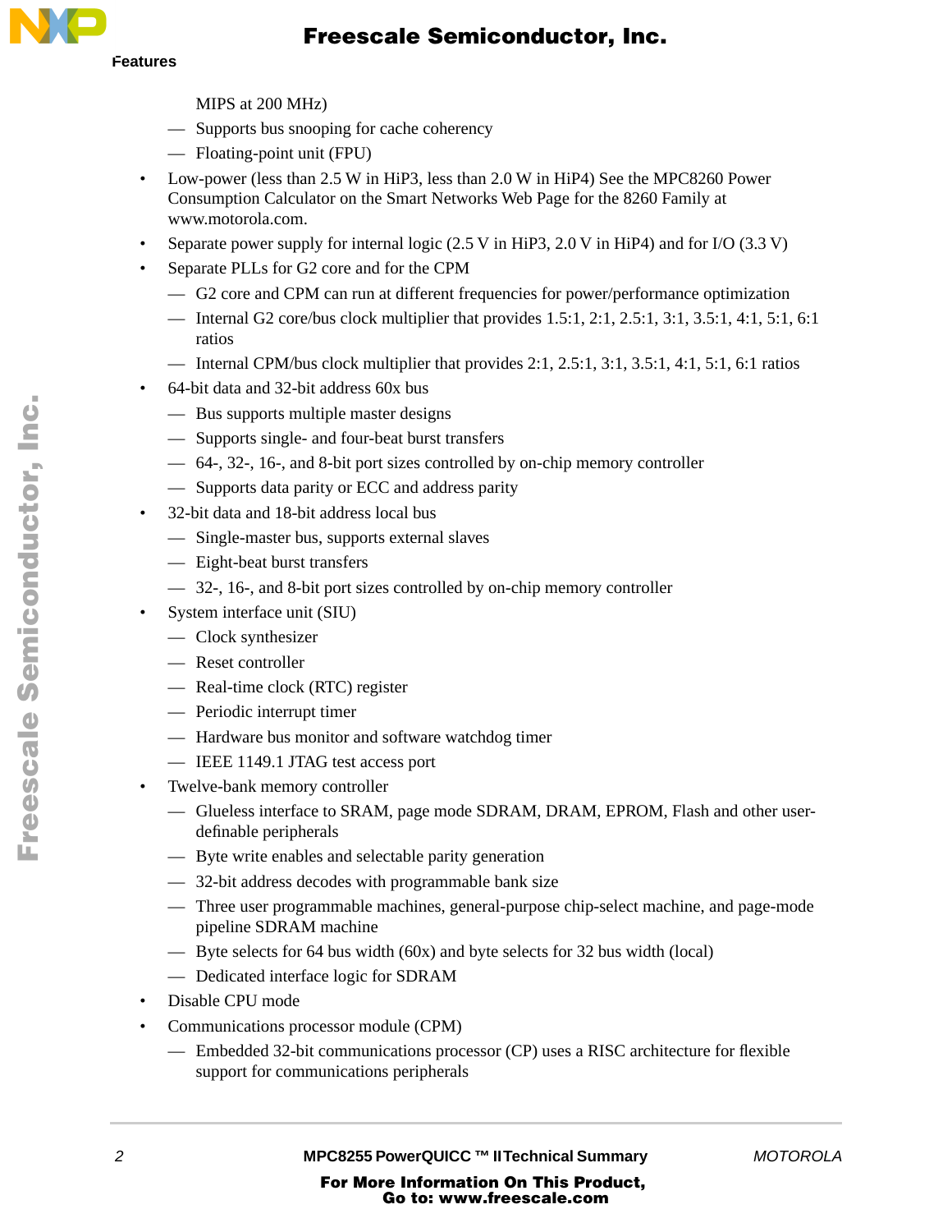MIPS at 200 MHz)
  - Supports bus snooping for cache coherency
  - Floating-point unit (FPU)
- Low-power (less than 2.5 W in HiP3, less than 2.0 W in HiP4) See the MPC8260 Power Consumption Calculator on the Smart Networks Web Page for the 8260 Family at www.motorola.com.
- Separate power supply for internal logic (2.5 V in HiP3, 2.0 V in HiP4) and for I/O (3.3 V)
- Separate PLLs for G2 core and for the CPM
  - G2 core and CPM can run at different frequencies for power/performance optimization
  - Internal G2 core/bus clock multiplier that provides 1.5:1, 2:1, 2.5:1, 3:1, 3.5:1, 4:1, 5:1, 6:1 ratios
  - Internal CPM/bus clock multiplier that provides 2:1, 2.5:1, 3:1, 3.5:1, 4:1, 5:1, 6:1 ratios
- 64-bit data and 32-bit address 60x bus
  - Bus supports multiple master designs
  - Supports single- and four-beat burst transfers
  - 64-, 32-, 16-, and 8-bit port sizes controlled by on-chip memory controller
  - Supports data parity or ECC and address parity
- 32-bit data and 18-bit address local bus
  - Single-master bus, supports external slaves
  - Eight-beat burst transfers
  - 32-, 16-, and 8-bit port sizes controlled by on-chip memory controller
- System interface unit (SIU)
  - Clock synthesizer
  - Reset controller
  - Real-time clock (RTC) register
  - Periodic interrupt timer
  - Hardware bus monitor and software watchdog timer
  - IEEE 1149.1 JTAG test access port
- Twelve-bank memory controller
  - Glueless interface to SRAM, page mode SDRAM, DRAM, EPROM, Flash and other user-definable peripherals
  - Byte write enables and selectable parity generation
  - 32-bit address decodes with programmable bank size
  - Three user programmable machines, general-purpose chip-select machine, and page-mode pipeline SDRAM machine
  - Byte selects for 64 bus width (60x) and byte selects for 32 bus width (local)
  - Dedicated interface logic for SDRAM
- Disable CPU mode
- Communications processor module (CPM)
  - Embedded 32-bit communications processor (CP) uses a RISC architecture for flexible support for communications peripherals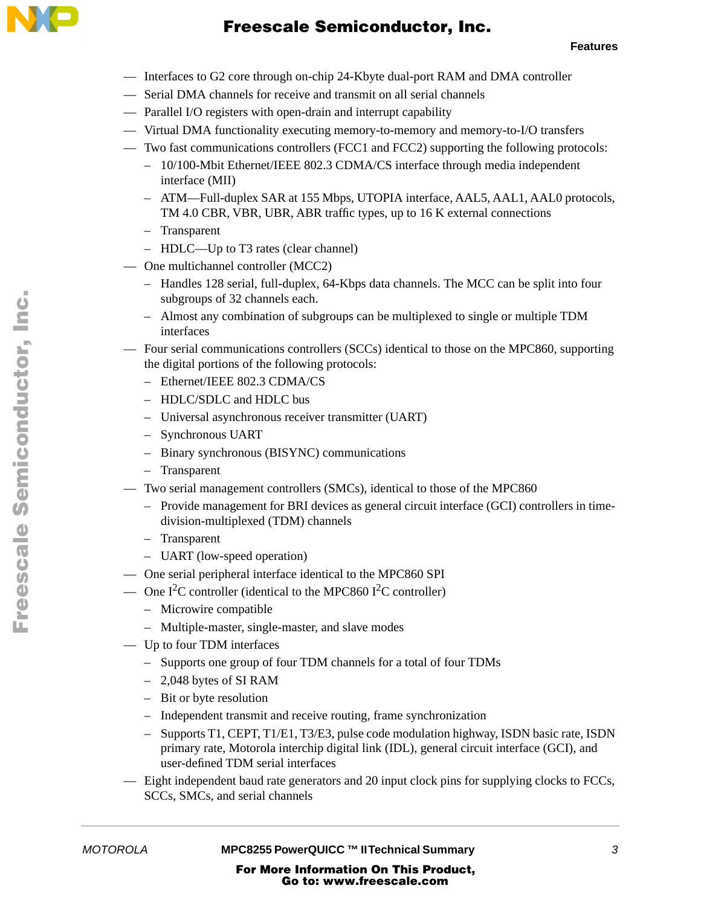- Interfaces to G2 core through on-chip 24-Kbyte dual-port RAM and DMA controller
- Serial DMA channels for receive and transmit on all serial channels
- Parallel I/O registers with open-drain and interrupt capability
- Virtual DMA functionality executing memory-to-memory and memory-to-I/O transfers
- Two fast communications controllers (FCC1 and FCC2) supporting the following protocols:
  - 10/100-Mbit Ethernet/IEEE 802.3 CDMA/CS interface through media independent interface (MII)
  - ATM—Full-duplex SAR at 155 Mbps, UTOPIA interface, AAL5, AAL1, AAL0 protocols, TM 4.0 CBR, VBR, UBR, ABR traffic types, up to 16 K external connections
  - Transparent
  - HDLC—Up to T3 rates (clear channel)
- One multichannel controller (MCC2)
  - Handles 128 serial, full-duplex, 64-Kbps data channels. The MCC can be split into four subgroups of 32 channels each.
  - Almost any combination of subgroups can be multiplexed to single or multiple TDM interfaces
- Four serial communications controllers (SCCs) identical to those on the MPC860, supporting the digital portions of the following protocols:
  - Ethernet/IEEE 802.3 CDMA/CS
  - HDLC/SDLC and HDLC bus
  - Universal asynchronous receiver transmitter (UART)
  - Synchronous UART
  - Binary synchronous (BISYNC) communications
  - Transparent
- Two serial management controllers (SMCs), identical to those of the MPC860
  - Provide management for BRI devices as general circuit interface (GCI) controllers in time-division-multiplexed (TDM) channels
  - Transparent
  - UART (low-speed operation)
- One serial peripheral interface identical to the MPC860 SPI
- One $I^2C$ controller (identical to the MPC860 $I^2C$ controller)
  - Microwire compatible
  - Multiple-master, single-master, and slave modes
- Up to four TDM interfaces
  - Supports one group of four TDM channels for a total of four TDMs
  - 2,048 bytes of SI RAM
  - Bit or byte resolution
  - Independent transmit and receive routing, frame synchronization
  - Supports T1, CEPT, T1/E1, T3/E3, pulse code modulation highway, ISDN basic rate, ISDN primary rate, Motorola interchip digital link (IDL), general circuit interface (GCI), and user-defined TDM serial interfaces
- Eight independent baud rate generators and 20 input clock pins for supplying clocks to FCCs, SCCs, SMCs, and serial channels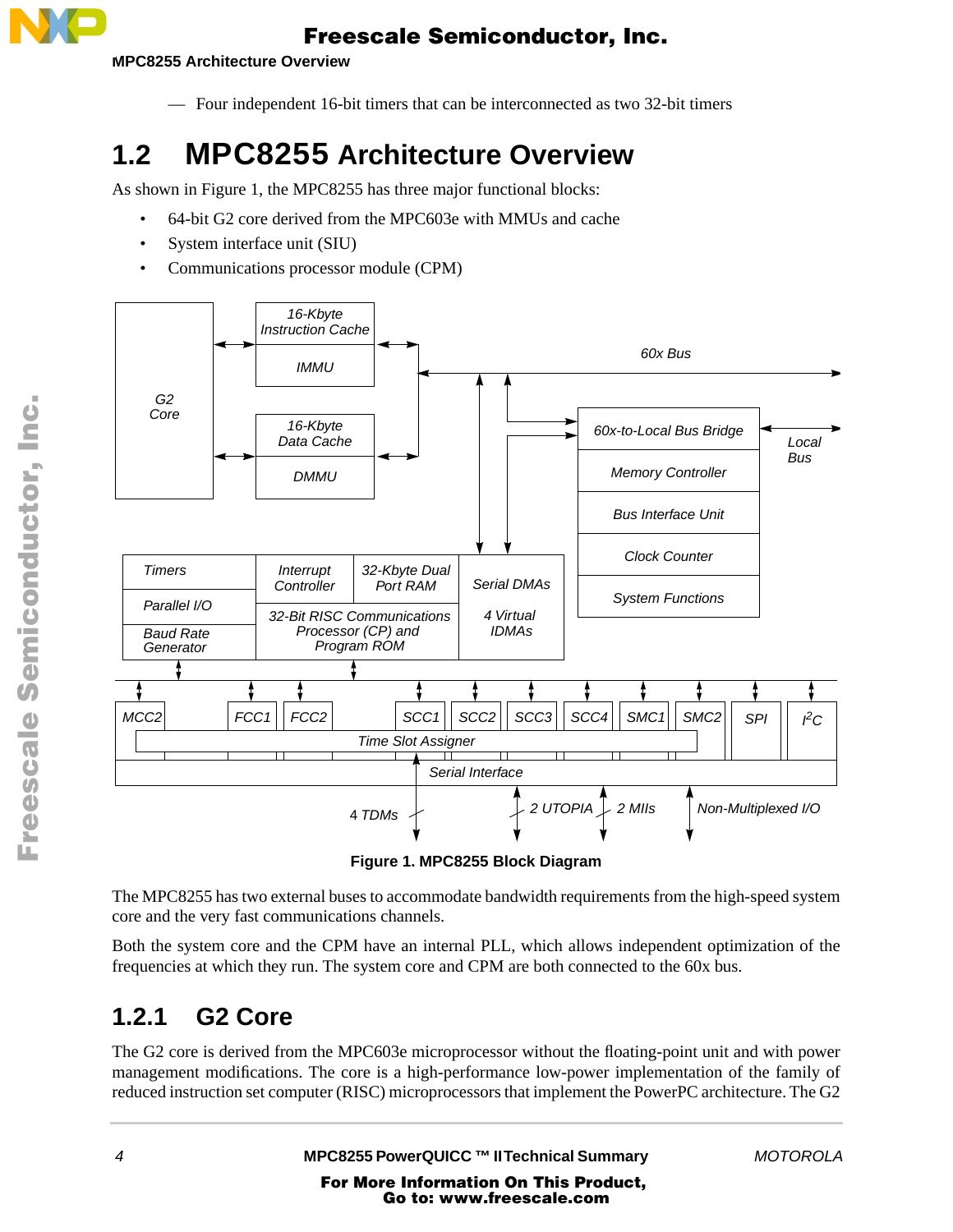— Four independent 16-bit timers that can be interconnected as two 32-bit timers

## 1.2 MPC8255 Architecture Overview

As shown in Figure 1, the MPC8255 has three major functional blocks:

- 64-bit G2 core derived from the MPC603e with MMUs and cache
- System interface unit (SIU)
- Communications processor module (CPM)

Figure 1. MPC8255 Block Diagram

The MPC8255 has two external buses to accommodate bandwidth requirements from the high-speed system core and the very fast communications channels.

Both the system core and the CPM have an internal PLL, which allows independent optimization of the frequencies at which they run. The system core and CPM are both connected to the 60x bus.

### 1.2.1 G2 Core

The G2 core is derived from the MPC603e microprocessor without the floating-point unit and with power management modifications. The core is a high-performance low-power implementation of the family of reduced instruction set computer (RISC) microprocessors that implement the PowerPC architecture. The G2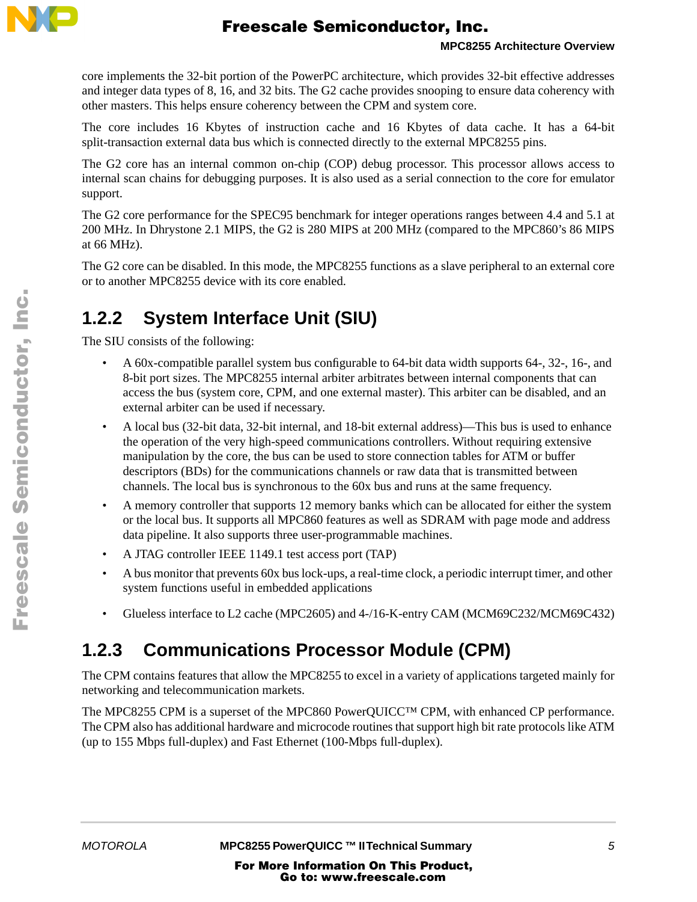core implements the 32-bit portion of the PowerPC architecture, which provides 32-bit effective addresses and integer data types of 8, 16, and 32 bits. The G2 cache provides snooping to ensure data coherency with other masters. This helps ensure coherency between the CPM and system core.

The core includes 16 Kbytes of instruction cache and 16 Kbytes of data cache. It has a 64-bit split-transaction external data bus which is connected directly to the external MPC8255 pins.

The G2 core has an internal common on-chip (COP) debug processor. This processor allows access to internal scan chains for debugging purposes. It is also used as a serial connection to the core for emulator support.

The G2 core performance for the SPEC95 benchmark for integer operations ranges between 4.4 and 5.1 at 200 MHz. In Dhrystone 2.1 MIPS, the G2 is 280 MIPS at 200 MHz (compared to the MPC860's 86 MIPS at 66 MHz).

The G2 core can be disabled. In this mode, the MPC8255 functions as a slave peripheral to an external core or to another MPC8255 device with its core enabled.

### 1.2.2 System Interface Unit (SIU)

The SIU consists of the following:

- A 60x-compatible parallel system bus configurable to 64-bit data width supports 64-, 32-, 16-, and 8-bit port sizes. The MPC8255 internal arbiter arbitrates between internal components that can access the bus (system core, CPM, and one external master). This arbiter can be disabled, and an external arbiter can be used if necessary.
- A local bus (32-bit data, 32-bit internal, and 18-bit external address)—This bus is used to enhance the operation of the very high-speed communications controllers. Without requiring extensive manipulation by the core, the bus can be used to store connection tables for ATM or buffer descriptors (BDs) for the communications channels or raw data that is transmitted between channels. The local bus is synchronous to the 60x bus and runs at the same frequency.
- A memory controller that supports 12 memory banks which can be allocated for either the system or the local bus. It supports all MPC860 features as well as SDRAM with page mode and address data pipeline. It also supports three user-programmable machines.
- A JTAG controller IEEE 1149.1 test access port (TAP)
- A bus monitor that prevents 60x bus lock-ups, a real-time clock, a periodic interrupt timer, and other system functions useful in embedded applications
- Glueless interface to L2 cache (MPC2605) and 4-/16-K-entry CAM (MCM69C232/MCM69C432)

### 1.2.3 Communications Processor Module (CPM)

The CPM contains features that allow the MPC8255 to excel in a variety of applications targeted mainly for networking and telecommunication markets.

The MPC8255 CPM is a superset of the MPC860 PowerQUICC™ CPM, with enhanced CP performance. The CPM also has additional hardware and microcode routines that support high bit rate protocols like ATM (up to 155 Mbps full-duplex) and Fast Ethernet (100-Mbps full-duplex).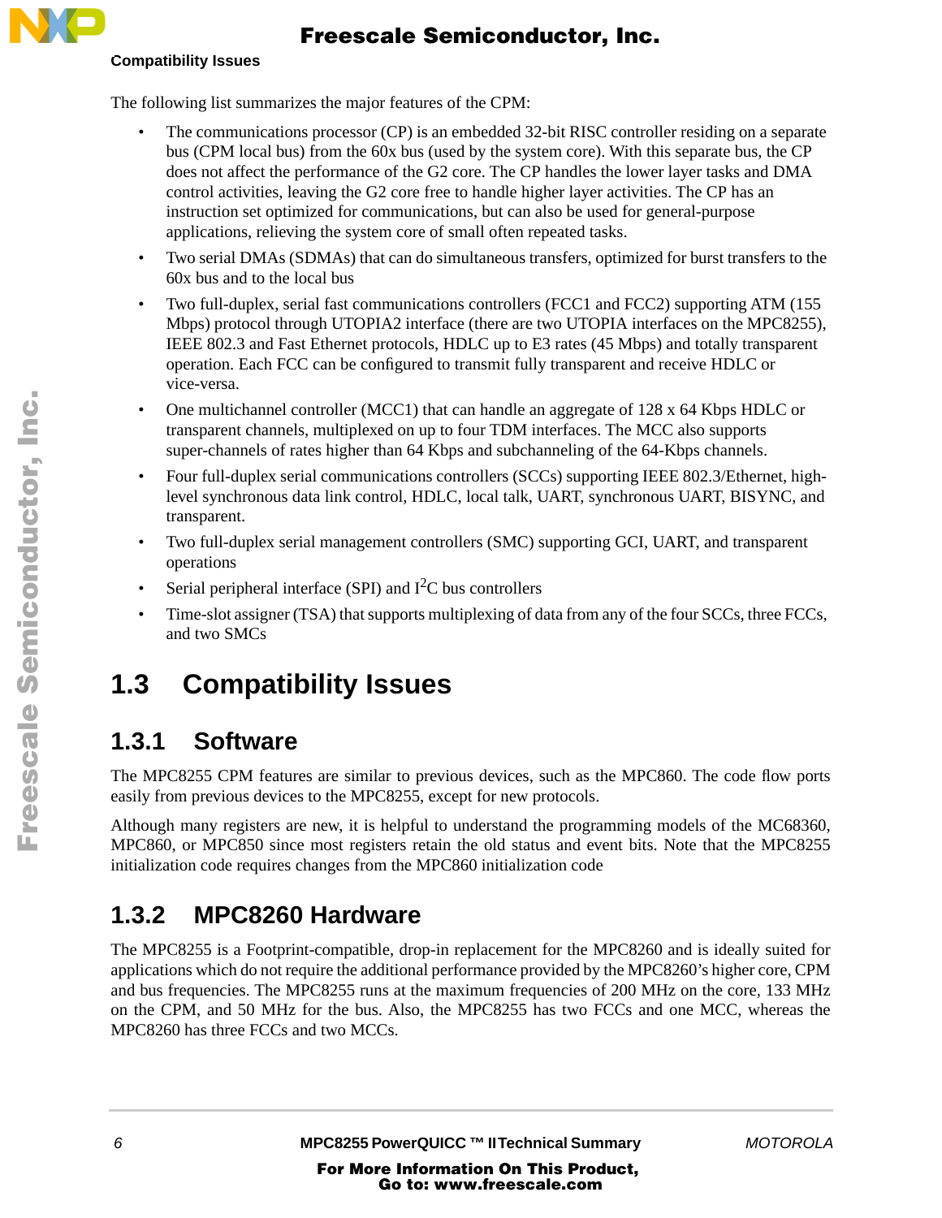The following list summarizes the major features of the CPM:

- The communications processor (CP) is an embedded 32-bit RISC controller residing on a separate bus (CPM local bus) from the 60x bus (used by the system core). With this separate bus, the CP does not affect the performance of the G2 core. The CP handles the lower layer tasks and DMA control activities, leaving the G2 core free to handle higher layer activities. The CP has an instruction set optimized for communications, but can also be used for general-purpose applications, relieving the system core of small often repeated tasks.
- Two serial DMAs (SDMAs) that can do simultaneous transfers, optimized for burst transfers to the 60x bus and to the local bus
- Two full-duplex, serial fast communications controllers (FCC1 and FCC2) supporting ATM (155 Mbps) protocol through UTOPIA2 interface (there are two UTOPIA interfaces on the MPC8255), IEEE 802.3 and Fast Ethernet protocols, HDLC up to E3 rates (45 Mbps) and totally transparent operation. Each FCC can be configured to transmit fully transparent and receive HDLC or vice-versa.
- One multichannel controller (MCC1) that can handle an aggregate of 128 x 64 Kbps HDLC or transparent channels, multiplexed on up to four TDM interfaces. The MCC also supports super-channels of rates higher than 64 Kbps and subchanneling of the 64-Kbps channels.
- Four full-duplex serial communications controllers (SCCs) supporting IEEE 802.3/Ethernet, high-level synchronous data link control, HDLC, local talk, UART, synchronous UART, BISYNC, and transparent.
- Two full-duplex serial management controllers (SMC) supporting GCI, UART, and transparent operations
- Serial peripheral interface (SPI) and $I^2C$ bus controllers
- Time-slot assigner (TSA) that supports multiplexing of data from any of the four SCCs, three FCCs, and two SMCs

## 1.3 Compatibility Issues

### 1.3.1 Software

The MPC8255 CPM features are similar to previous devices, such as the MPC860. The code flow ports easily from previous devices to the MPC8255, except for new protocols.

Although many registers are new, it is helpful to understand the programming models of the MC68360, MPC860, or MPC850 since most registers retain the old status and event bits. Note that the MPC8255 initialization code requires changes from the MPC860 initialization code

### 1.3.2 MPC8260 Hardware

The MPC8255 is a Footprint-compatible, drop-in replacement for the MPC8260 and is ideally suited for applications which do not require the additional performance provided by the MPC8260's higher core, CPM and bus frequencies. The MPC8255 runs at the maximum frequencies of 200 MHz on the core, 133 MHz on the CPM, and 50 MHz for the bus. Also, the MPC8255 has two FCCs and one MCC, whereas the MPC8260 has three FCCs and two MCCs.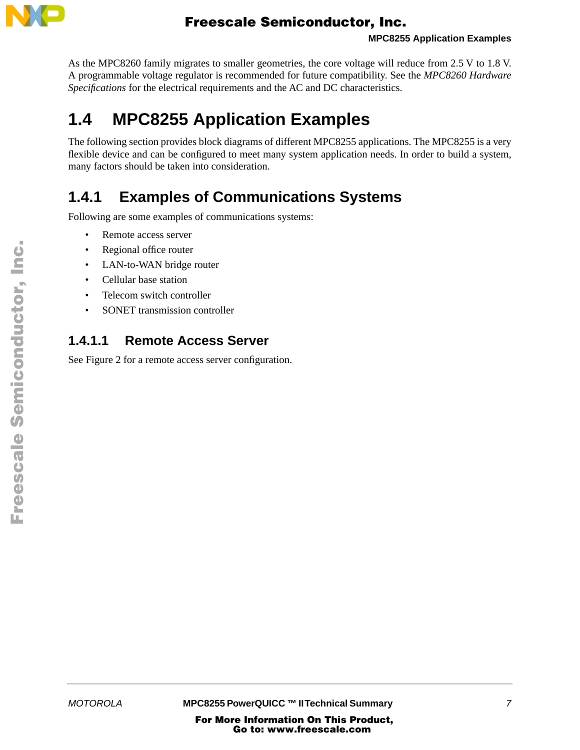As the MPC8260 family migrates to smaller geometries, the core voltage will reduce from 2.5 V to 1.8 V. A programmable voltage regulator is recommended for future compatibility. See the *MPC8260 Hardware Specifications* for the electrical requirements and the AC and DC characteristics.

## 1.4 MPC8255 Application Examples

The following section provides block diagrams of different MPC8255 applications. The MPC8255 is a very flexible device and can be configured to meet many system application needs. In order to build a system, many factors should be taken into consideration.

### 1.4.1 Examples of Communications Systems

Following are some examples of communications systems:

- Remote access server
- Regional office router
- LAN-to-WAN bridge router
- Cellular base station
- Telecom switch controller
- SONET transmission controller

#### 1.4.1.1 Remote Access Server

See Figure 2 for a remote access server configuration.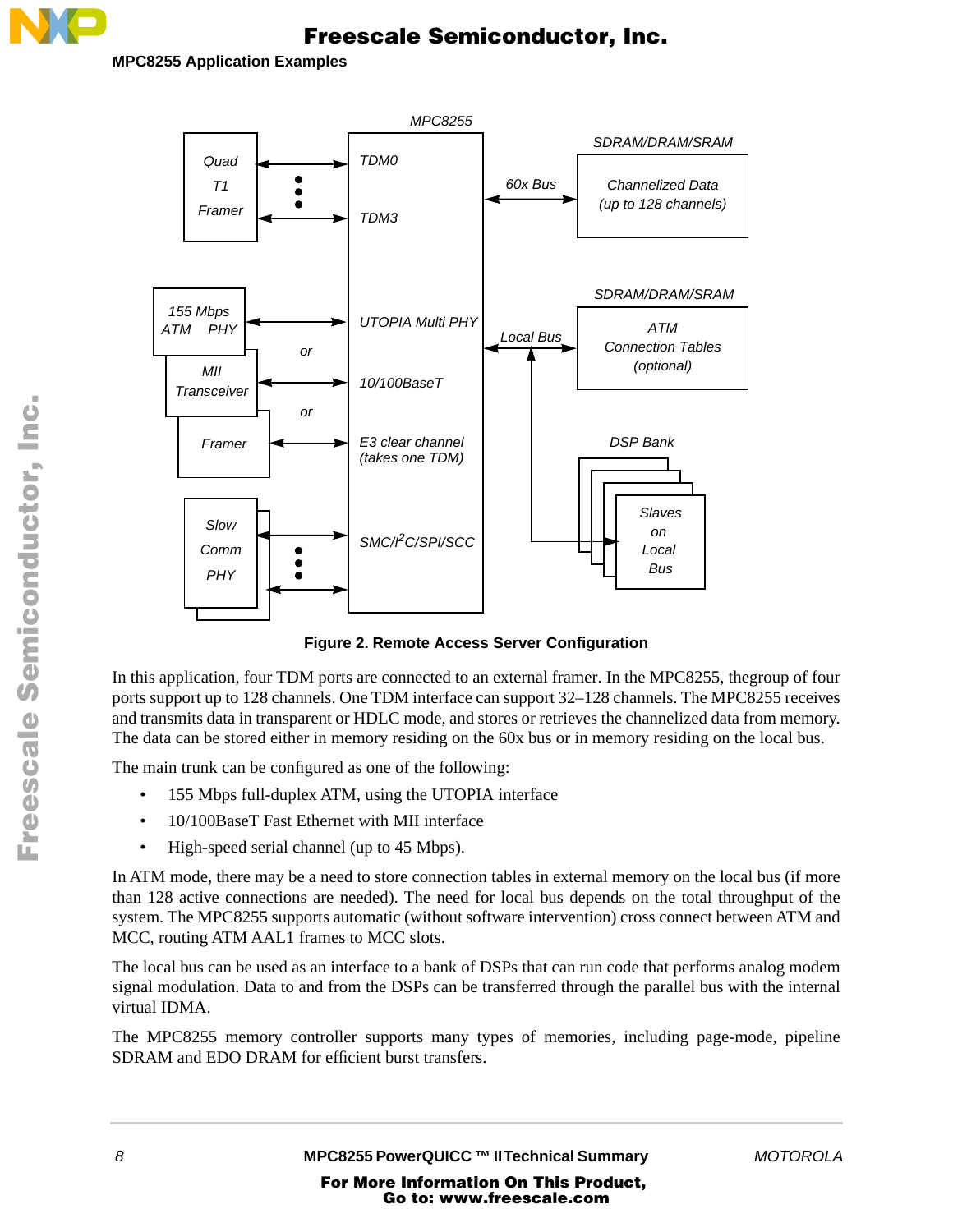**Figure 2. Remote Access Server Configuration**

In this application, four TDM ports are connected to an external framer. In the MPC8255, thegroup of four ports support up to 128 channels. One TDM interface can support 32–128 channels. The MPC8255 receives and transmits data in transparent or HDLC mode, and stores or retrieves the channelized data from memory. The data can be stored either in memory residing on the 60x bus or in memory residing on the local bus.

The main trunk can be configured as one of the following:

- 155 Mbps full-duplex ATM, using the UTOPIA interface
- 10/100BaseT Fast Ethernet with MII interface
- High-speed serial channel (up to 45 Mbps).

In ATM mode, there may be a need to store connection tables in external memory on the local bus (if more than 128 active connections are needed). The need for local bus depends on the total throughput of the system. The MPC8255 supports automatic (without software intervention) cross connect between ATM and MCC, routing ATM AAL1 frames to MCC slots.

The local bus can be used as an interface to a bank of DSPs that can run code that performs analog modem signal modulation. Data to and from the DSPs can be transferred through the parallel bus with the internal virtual IDMA.

The MPC8255 memory controller supports many types of memories, including page-mode, pipeline SDRAM and EDO DRAM for efficient burst transfers.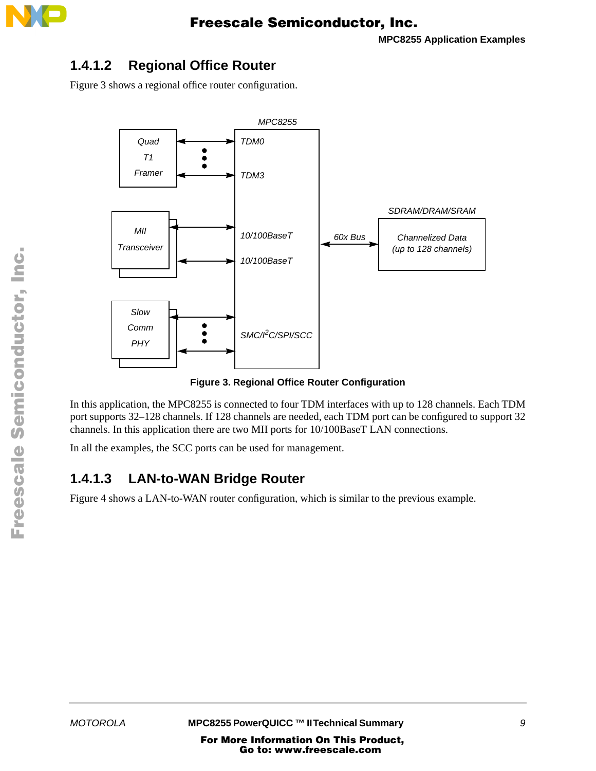### 1.4.1.2 Regional Office Router

Figure 3 shows a regional office router configuration.

**Figure 3. Regional Office Router Configuration**

In this application, the MPC8255 is connected to four TDM interfaces with up to 128 channels. Each TDM port supports 32–128 channels. If 128 channels are needed, each TDM port can be configured to support 32 channels. In this application there are two MII ports for 10/100BaseT LAN connections.

In all the examples, the SCC ports can be used for management.

### 1.4.1.3 LAN-to-WAN Bridge Router

Figure 4 shows a LAN-to-WAN router configuration, which is similar to the previous example.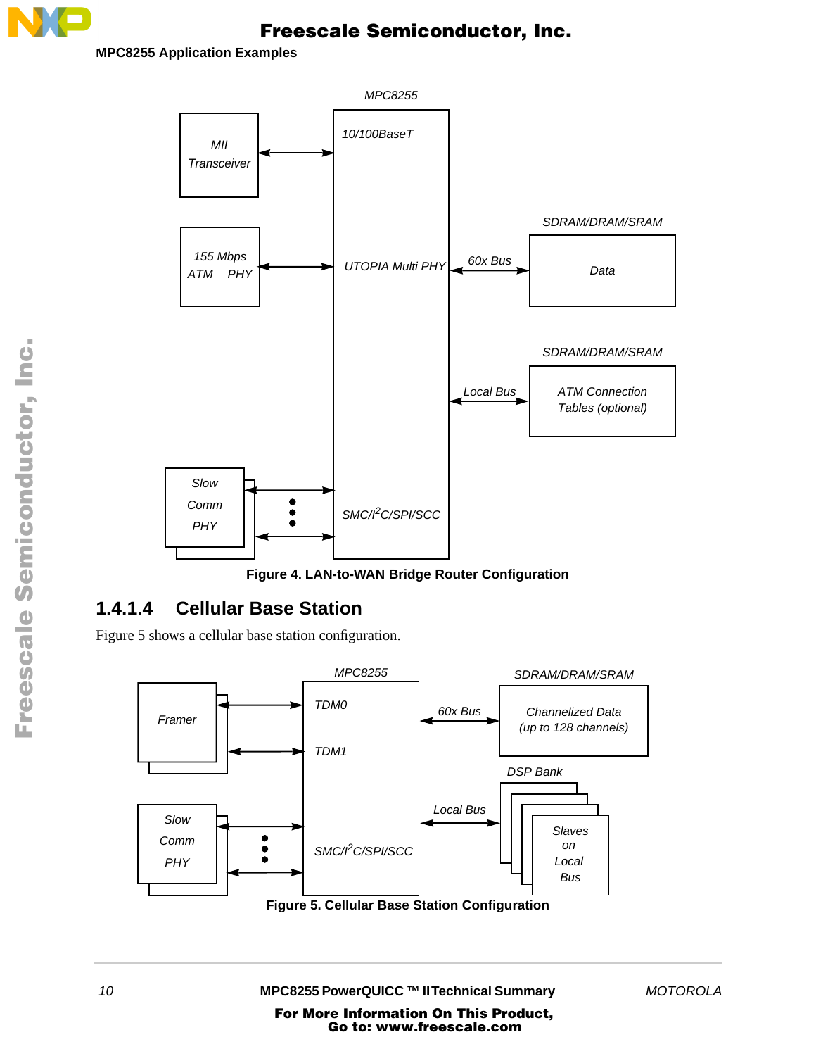Figure 4. LAN-to-WAN Bridge Router Configuration

#### 1.4.1.4 Cellular Base Station

Figure 5 shows a cellular base station configuration.

Figure 5. Cellular Base Station Configuration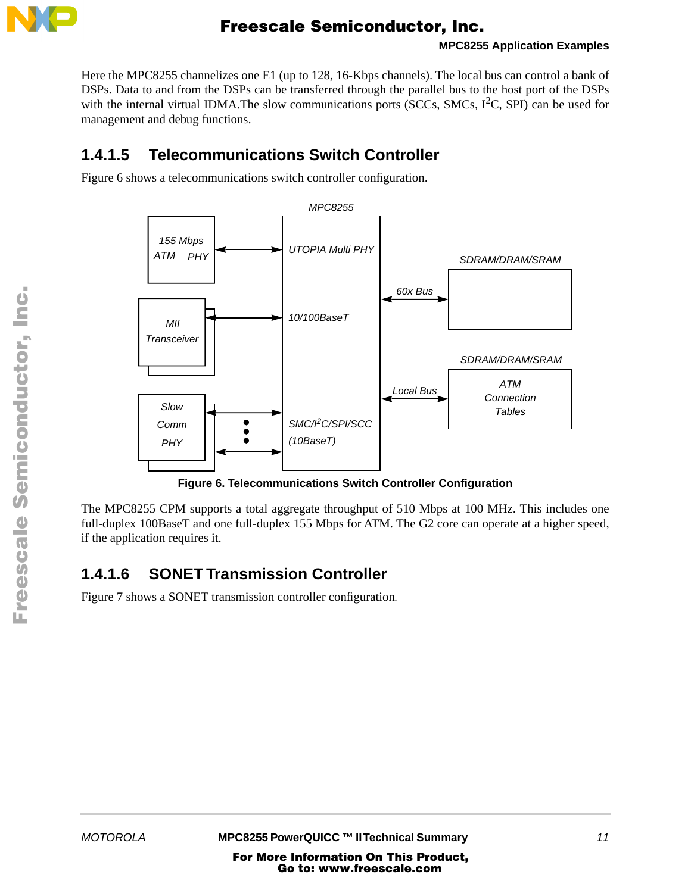Here the MPC8255 channelizes one E1 (up to 128, 16-Kbps channels). The local bus can control a bank of DSPs. Data to and from the DSPs can be transferred through the parallel bus to the host port of the DSPs with the internal virtual IDMA.The slow communications ports (SCCs, SMCs, $I^2C$, SPI) can be used for management and debug functions.

### 1.4.1.5 Telecommunications Switch Controller

Figure 6 shows a telecommunications switch controller configuration.

Figure 6. Telecommunications Switch Controller Configuration

The MPC8255 CPM supports a total aggregate throughput of 510 Mbps at 100 MHz. This includes one full-duplex 100BaseT and one full-duplex 155 Mbps for ATM. The G2 core can operate at a higher speed, if the application requires it.

### 1.4.1.6 SONET Transmission Controller

Figure 7 shows a SONET transmission controller configuration.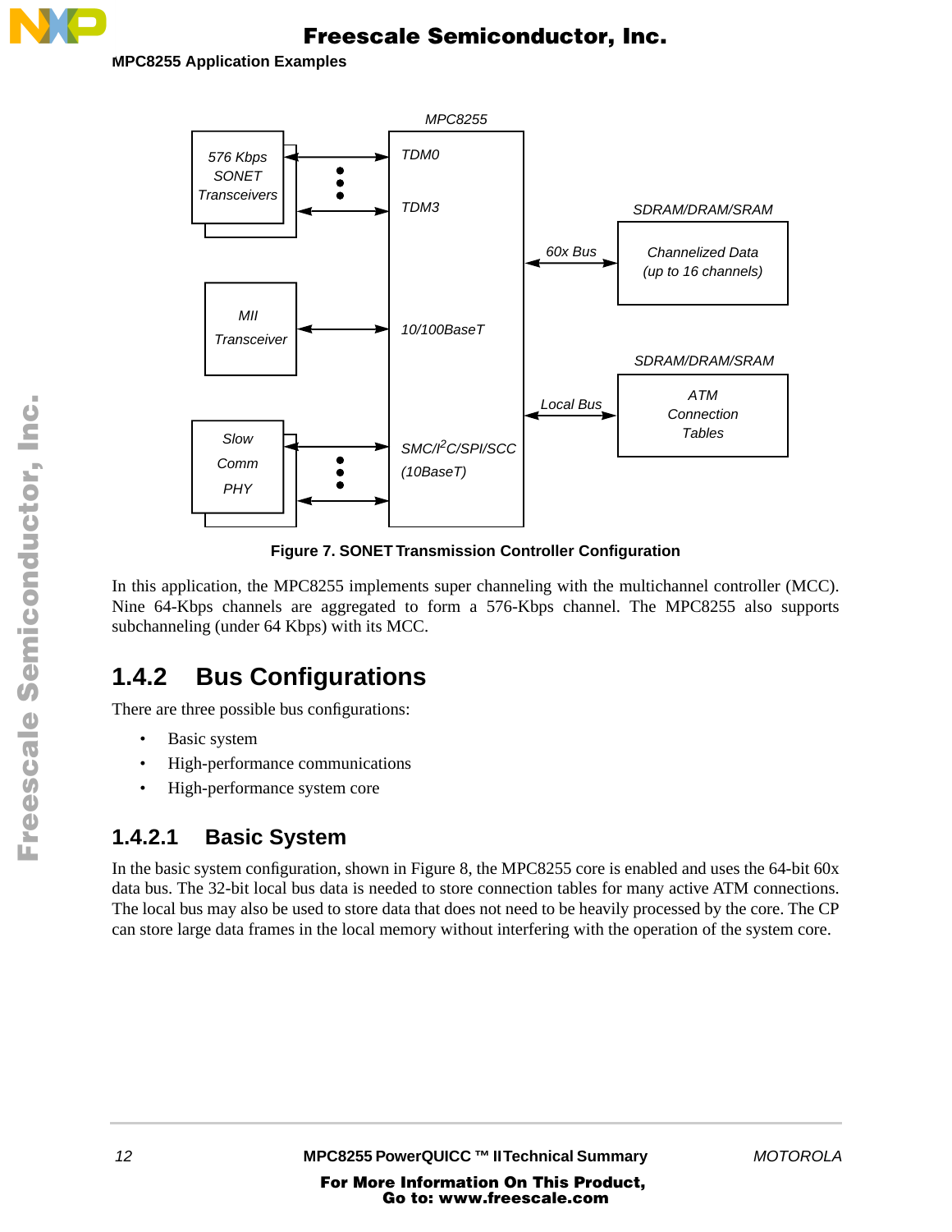Figure 7. SONET Transmission Controller Configuration

In this application, the MPC8255 implements super channeling with the multichannel controller (MCC). Nine 64-Kbps channels are aggregated to form a 576-Kbps channel. The MPC8255 also supports subchanneling (under 64 Kbps) with its MCC.

## 1.4.2 Bus Configurations

There are three possible bus configurations:

- Basic system
- High-performance communications
- High-performance system core

### 1.4.2.1 Basic System

In the basic system configuration, shown in Figure 8, the MPC8255 core is enabled and uses the 64-bit 60x data bus. The 32-bit local bus data is needed to store connection tables for many active ATM connections. The local bus may also be used to store data that does not need to be heavily processed by the core. The CP can store large data frames in the local memory without interfering with the operation of the system core.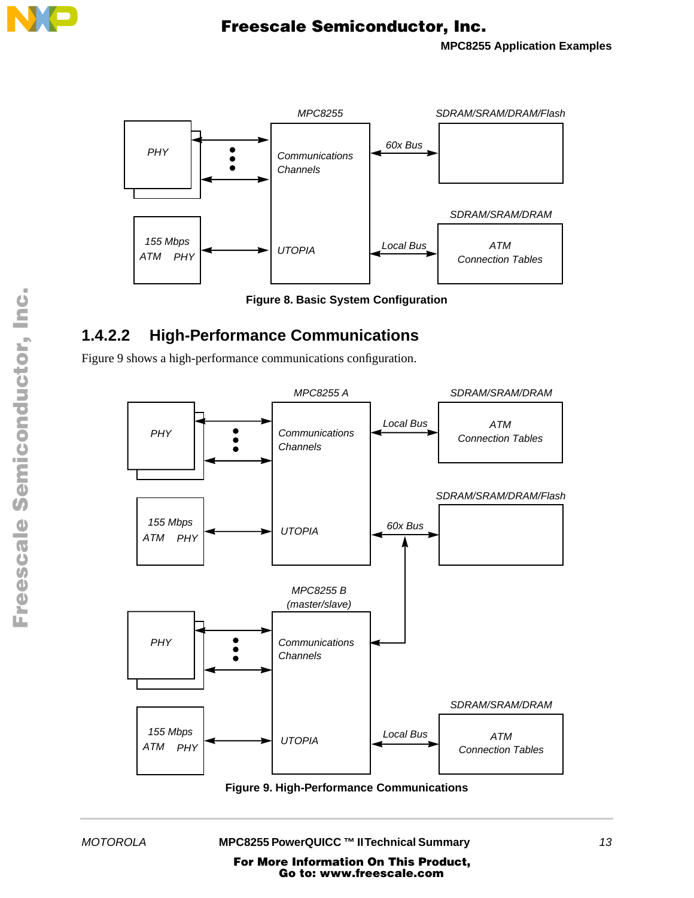Figure 8. Basic System Configuration

### 1.4.2.2 High-Performance Communications

Figure 9 shows a high-performance communications configuration.

Figure 9. High-Performance Communications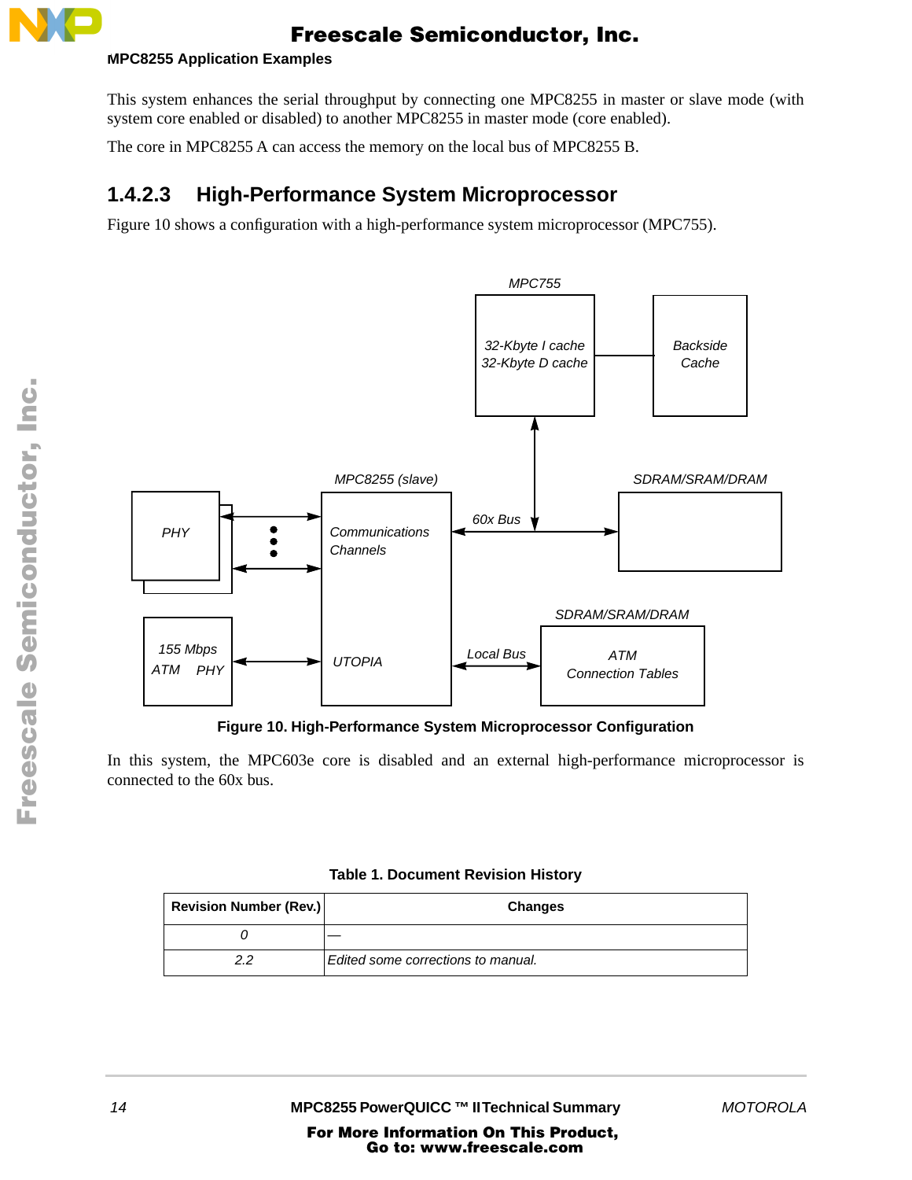This system enhances the serial throughput by connecting one MPC8255 in master or slave mode (with system core enabled or disabled) to another MPC8255 in master mode (core enabled).

The core in MPC8255 A can access the memory on the local bus of MPC8255 B.

### 1.4.2.3 High-Performance System Microprocessor

Figure 10 shows a configuration with a high-performance system microprocessor (MPC755).

**Figure 10. High-Performance System Microprocessor Configuration**

In this system, the MPC603e core is disabled and an external high-performance microprocessor is connected to the 60x bus.

**Table 1. Document Revision History**

| Revision Number (Rev.) | Changes |
|---|---|
| 0 | — |
| 2.2 | Edited some corrections to manual. |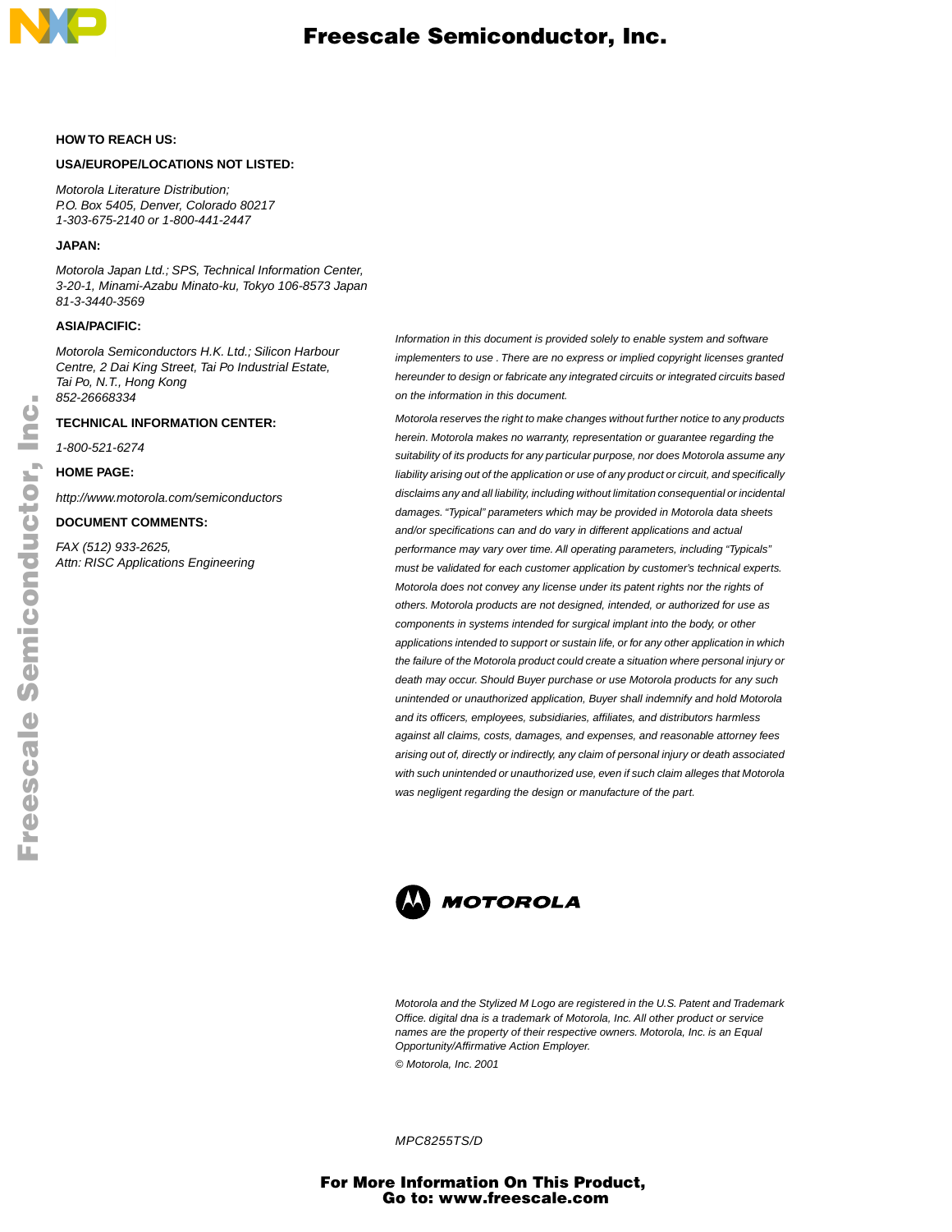**HOW TO REACH US:**

**USA/EUROPE/LOCATIONS NOT LISTED:**

*Motorola Literature Distribution;*
*P.O. Box 5405, Denver, Colorado 80217*
*1-303-675-2140 or 1-800-441-2447*

**JAPAN:**

*Motorola Japan Ltd.; SPS, Technical Information Center,*
*3-20-1, Minami-Azabu Minato-ku, Tokyo 106-8573 Japan*
*81-3-3440-3569*

**ASIA/PACIFIC:**

*Motorola Semiconductors H.K. Ltd.; Silicon Harbour Centre, 2 Dai King Street, Tai Po Industrial Estate, Tai Po, N.T., Hong Kong*
*852-26668334*

**TECHNICAL INFORMATION CENTER:**

*1-800-521-6274*

**HOME PAGE:**

*http://www.motorola.com/semiconductors*

**DOCUMENT COMMENTS:**

*FAX (512) 933-2625,*
*Attn: RISC Applications Engineering*

*Information in this document is provided solely to enable system and software implementers to use . There are no express or implied copyright licenses granted hereunder to design or fabricate any integrated circuits or integrated circuits based on the information in this document.*

*Motorola reserves the right to make changes without further notice to any products herein. Motorola makes no warranty, representation or guarantee regarding the suitability of its products for any particular purpose, nor does Motorola assume any liability arising out of the application or use of any product or circuit, and specifically disclaims any and all liability, including without limitation consequential or incidental damages. "Typical" parameters which may be provided in Motorola data sheets and/or specifications can and do vary in different applications and actual performance may vary over time. All operating parameters, including "Typicals" must be validated for each customer application by customer's technical experts. Motorola does not convey any license under its patent rights nor the rights of others. Motorola products are not designed, intended, or authorized for use as components in systems intended for surgical implant into the body, or other applications intended to support or sustain life, or for any other application in which the failure of the Motorola product could create a situation where personal injury or death may occur. Should Buyer purchase or use Motorola products for any such unintended or unauthorized application, Buyer shall indemnify and hold Motorola and its officers, employees, subsidiaries, affiliates, and distributors harmless against all claims, costs, damages, and expenses, and reasonable attorney fees arising out of, directly or indirectly, any claim of personal injury or death associated with such unintended or unauthorized use, even if such claim alleges that Motorola was negligent regarding the design or manufacture of the part.*

**MOTOROLA**

*Motorola and the Stylized M Logo are registered in the U.S. Patent and Trademark Office. digital dna is a trademark of Motorola, Inc. All other product or service names are the property of their respective owners. Motorola, Inc. is an Equal Opportunity/Affirmative Action Employer.*

*© Motorola, Inc. 2001*

*MPC8255TS/D*